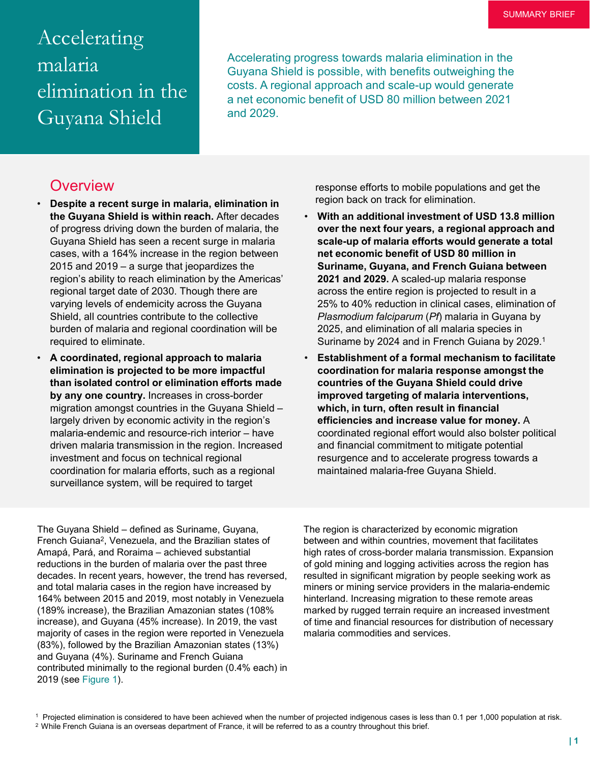SUMMARY BRIEF

# Accelerating malaria elimination in the Guyana Shield

Accelerating progress towards malaria elimination in the Guyana Shield is possible, with benefits outweighing the costs. A regional approach and scale-up would generate a net economic benefit of USD 80 million between 2021 and 2029.

## Overview

- **Despite a recent surge in malaria, elimination in the Guyana Shield is within reach.** After decades of progress driving down the burden of malaria, the Guyana Shield has seen a recent surge in malaria cases, with a 164% increase in the region between 2015 and 2019 – a surge that jeopardizes the region's ability to reach elimination by the Americas' regional target date of 2030. Though there are varying levels of endemicity across the Guyana Shield, all countries contribute to the collective burden of malaria and regional coordination will be required to eliminate.
- **A coordinated, regional approach to malaria elimination is projected to be more impactful than isolated control or elimination efforts made by any one country.** Increases in cross-border migration amongst countries in the Guyana Shield – largely driven by economic activity in the region's malaria-endemic and resource-rich interior – have driven malaria transmission in the region. Increased investment and focus on technical regional coordination for malaria efforts, such as a regional surveillance system, will be required to target response efforts to mobile populations and get the region back on track for elimination.
- **With an additional investment of USD 13.8 million over the next four years, a regional approach and scale-up of malaria efforts would generate a total net economic benefit of USD 80 million in Suriname, Guyana, and French Guiana between 2021 and 2029.** A scaled-up malaria response across the entire region is projected to result in a 25% to 40% reduction in clinical cases, elimination of *Plasmodium falciparum* (*Pf*) malaria in Guyana by 2025, and elimination of all malaria species in Suriname by 2024 and in French Guiana by 2029.[1]
- **Establishment of a formal mechanism to facilitate coordination for malaria response amongst the countries of the Guyana Shield could drive improved targeting of malaria interventions, which, in turn, often result in financial efficiencies and increase value for money.** A coordinated regional effort would also bolster political and financial commitment to mitigate potential resurgence and to accelerate progress towards a maintained malaria-free Guyana Shield.

The Guyana Shield – defined as Suriname, Guyana, French Guiana[2], Venezuela, and the Brazilian states of Amapá, Pará, and Roraima – achieved substantial reductions in the burden of malaria over the past three decades. In recent years, however, the trend has reversed, and total malaria cases in the region have increased by 164% between 2015 and 2019, most notably in Venezuela (189% increase), the Brazilian Amazonian states (108% increase), and Guyana (45% increase). In 2019, the vast majority of cases in the region were reported in Venezuela (83%), followed by the Brazilian Amazonian states (13%) and Guyana (4%). Suriname and French Guiana contributed minimally to the regional burden (0.4% each) in 2019 (see Figure 1).

The region is characterized by economic migration between and within countries, movement that facilitates high rates of cross-border malaria transmission. Expansion of gold mining and logging activities across the region has resulted in significant migration by people seeking work as miners or mining service providers in the malaria-endemic hinterland. Increasing migration to these remote areas marked by rugged terrain require an increased investment of time and financial resources for distribution of necessary malaria commodities and services.

[1] Projected elimination is considered to have been achieved when the number of projected indigenous cases is less than 0.1 per 1,000 population at risk.
[2] While French Guiana is an overseas department of France, it will be referred to as a country throughout this brief.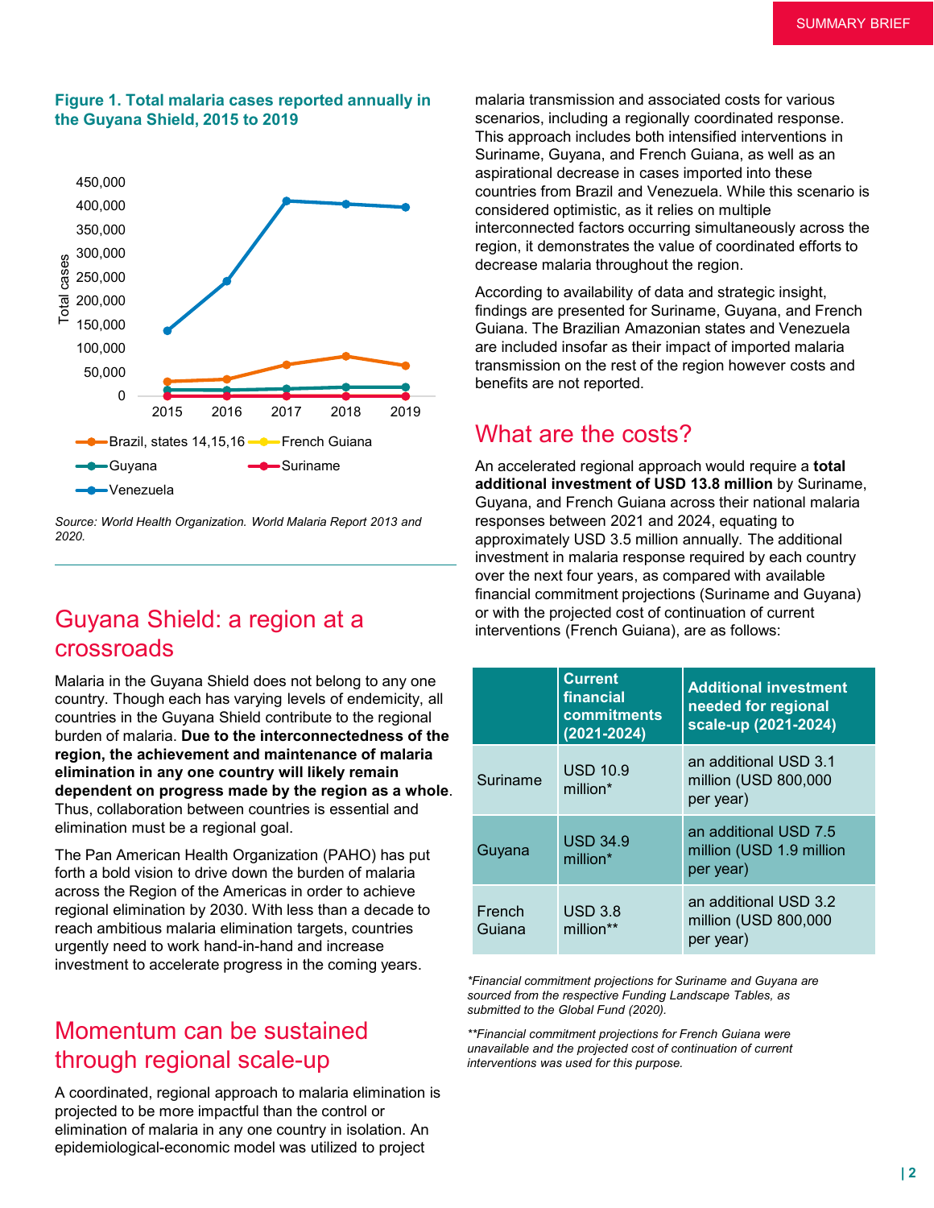**Figure 1. Total malaria cases reported annually in the Guyana Shield, 2015 to 2019**

*Source: World Health Organization. World Malaria Report 2013 and 2020.*

## Guyana Shield: a region at a crossroads

Malaria in the Guyana Shield does not belong to any one country. Though each has varying levels of endemicity, all countries in the Guyana Shield contribute to the regional burden of malaria. **Due to the interconnectedness of the region, the achievement and maintenance of malaria elimination in any one country will likely remain dependent on progress made by the region as a whole**. Thus, collaboration between countries is essential and elimination must be a regional goal.

The Pan American Health Organization (PAHO) has put forth a bold vision to drive down the burden of malaria across the Region of the Americas in order to achieve regional elimination by 2030. With less than a decade to reach ambitious malaria elimination targets, countries urgently need to work hand-in-hand and increase investment to accelerate progress in the coming years.

## Momentum can be sustained through regional scale-up

A coordinated, regional approach to malaria elimination is projected to be more impactful than the control or elimination of malaria in any one country in isolation. An epidemiological-economic model was utilized to project malaria transmission and associated costs for various scenarios, including a regionally coordinated response. This approach includes both intensified interventions in Suriname, Guyana, and French Guiana, as well as an aspirational decrease in cases imported into these countries from Brazil and Venezuela. While this scenario is considered optimistic, as it relies on multiple interconnected factors occurring simultaneously across the region, it demonstrates the value of coordinated efforts to decrease malaria throughout the region.

According to availability of data and strategic insight, findings are presented for Suriname, Guyana, and French Guiana. The Brazilian Amazonian states and Venezuela are included insofar as their impact of imported malaria transmission on the rest of the region however costs and benefits are not reported.

## What are the costs?

An accelerated regional approach would require a **total additional investment of USD 13.8 million** by Suriname, Guyana, and French Guiana across their national malaria responses between 2021 and 2024, equating to approximately USD 3.5 million annually. The additional investment in malaria response required by each country over the next four years, as compared with available financial commitment projections (Suriname and Guyana) or with the projected cost of continuation of current interventions (French Guiana), are as follows:

| | Current financial commitments (2021-2024) | Additional investment needed for regional scale-up (2021-2024) |
|---|---|---|
| Suriname | USD 10.9 million* | an additional USD 3.1 million (USD 800,000 per year) |
| Guyana | USD 34.9 million* | an additional USD 7.5 million (USD 1.9 million per year) |
| French Guiana | USD 3.8 million** | an additional USD 3.2 million (USD 800,000 per year) |

*\*Financial commitment projections for Suriname and Guyana are sourced from the respective Funding Landscape Tables, as submitted to the Global Fund (2020).*

*\*\*Financial commitment projections for French Guiana were unavailable and the projected cost of continuation of current interventions was used for this purpose.*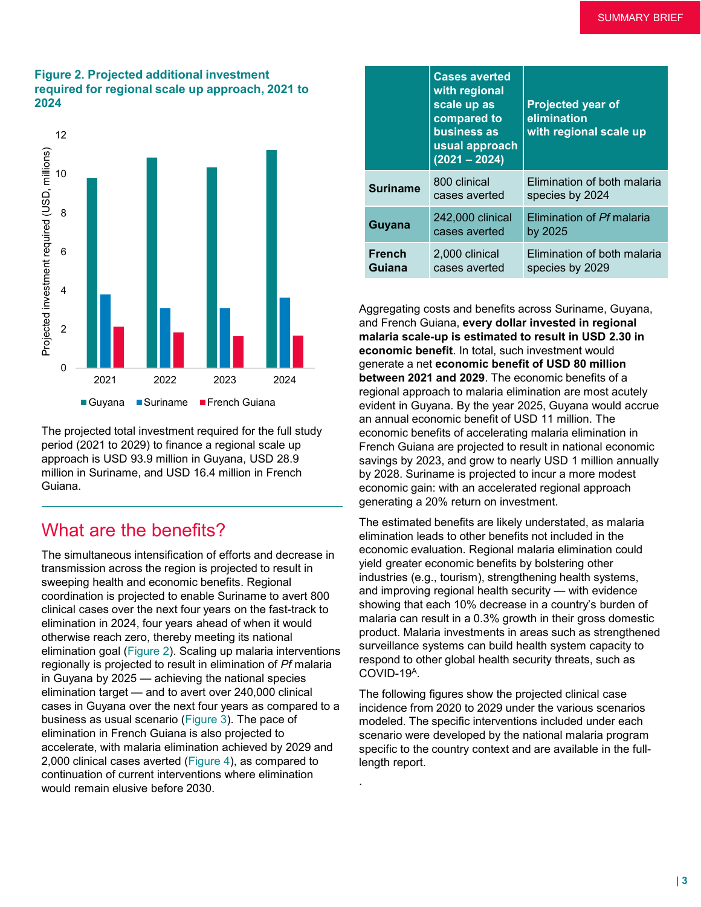**Figure 2. Projected additional investment required for regional scale up approach, 2021 to 2024**

The projected total investment required for the full study period (2021 to 2029) to finance a regional scale up approach is USD 93.9 million in Guyana, USD 28.9 million in Suriname, and USD 16.4 million in French Guiana.

## What are the benefits?

The simultaneous intensification of efforts and decrease in transmission across the region is projected to result in sweeping health and economic benefits. Regional coordination is projected to enable Suriname to avert 800 clinical cases over the next four years on the fast-track to elimination in 2024, four years ahead of when it would otherwise reach zero, thereby meeting its national elimination goal (Figure 2). Scaling up malaria interventions regionally is projected to result in elimination of *Pf* malaria in Guyana by 2025 — achieving the national species elimination target — and to avert over 240,000 clinical cases in Guyana over the next four years as compared to a business as usual scenario (Figure 3). The pace of elimination in French Guiana is also projected to accelerate, with malaria elimination achieved by 2029 and 2,000 clinical cases averted (Figure 4), as compared to continuation of current interventions where elimination would remain elusive before 2030.

| | Cases averted with regional scale up as compared to business as usual approach (2021 – 2024) | Projected year of elimination with regional scale up |
|---|---|---|
| **Suriname** | 800 clinical cases averted | Elimination of both malaria species by 2024 |
| **Guyana** | 242,000 clinical cases averted | Elimination of *Pf* malaria by 2025 |
| **French Guiana** | 2,000 clinical cases averted | Elimination of both malaria species by 2029 |

Aggregating costs and benefits across Suriname, Guyana, and French Guiana, **every dollar invested in regional malaria scale-up is estimated to result in USD 2.30 in economic benefit**. In total, such investment would generate a net **economic benefit of USD 80 million between 2021 and 2029**. The economic benefits of a regional approach to malaria elimination are most acutely evident in Guyana. By the year 2025, Guyana would accrue an annual economic benefit of USD 11 million. The economic benefits of accelerating malaria elimination in French Guiana are projected to result in national economic savings by 2023, and grow to nearly USD 1 million annually by 2028. Suriname is projected to incur a more modest economic gain: with an accelerated regional approach generating a 20% return on investment.

The estimated benefits are likely understated, as malaria elimination leads to other benefits not included in the economic evaluation. Regional malaria elimination could yield greater economic benefits by bolstering other industries (e.g., tourism), strengthening health systems, and improving regional health security — with evidence showing that each 10% decrease in a country's burden of malaria can result in a 0.3% growth in their gross domestic product. Malaria investments in areas such as strengthened surveillance systems can build health system capacity to respond to other global health security threats, such as COVID-19[A].

The following figures show the projected clinical case incidence from 2020 to 2029 under the various scenarios modeled. The specific interventions included under each scenario were developed by the national malaria program specific to the country context and are available in the full-length report.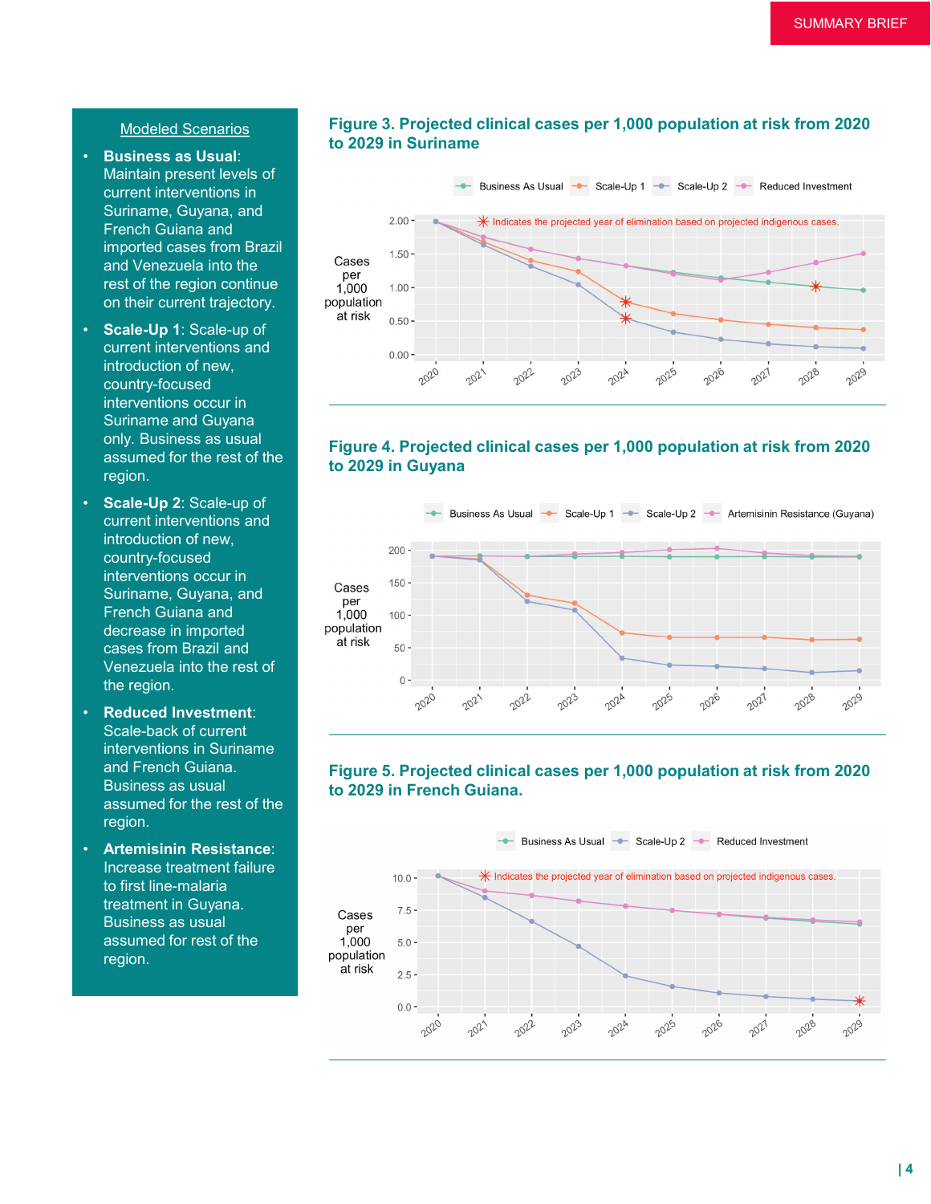## Modeled Scenarios

- **Business as Usual**: Maintain present levels of current interventions in Suriname, Guyana, and French Guiana and imported cases from Brazil and Venezuela into the rest of the region continue on their current trajectory.
- **Scale-Up 1**: Scale-up of current interventions and introduction of new, country-focused interventions occur in Suriname and Guyana only. Business as usual assumed for the rest of the region.
- **Scale-Up 2**: Scale-up of current interventions and introduction of new, country-focused interventions occur in Suriname, Guyana, and French Guiana and decrease in imported cases from Brazil and Venezuela into the rest of the region.
- **Reduced Investment**: Scale-back of current interventions in Suriname and French Guiana. Business as usual assumed for the rest of the region.
- **Artemisinin Resistance**: Increase treatment failure to first line-malaria treatment in Guyana. Business as usual assumed for rest of the region.

**Figure 3. Projected clinical cases per 1,000 population at risk from 2020 to 2029 in Suriname**

**Figure 4. Projected clinical cases per 1,000 population at risk from 2020 to 2029 in Guyana**

**Figure 5. Projected clinical cases per 1,000 population at risk from 2020 to 2029 in French Guiana.**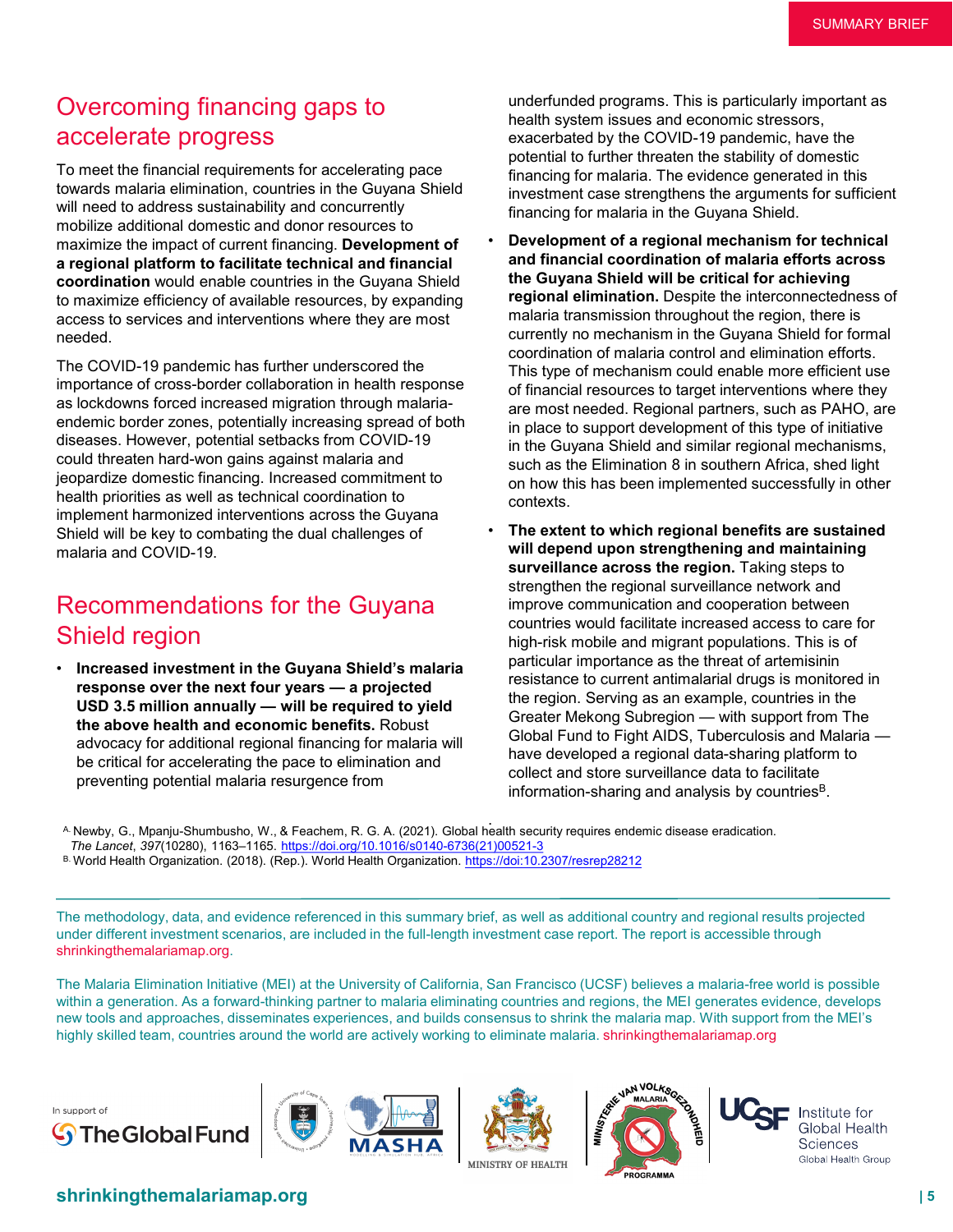## Overcoming financing gaps to accelerate progress

To meet the financial requirements for accelerating pace towards malaria elimination, countries in the Guyana Shield will need to address sustainability and concurrently mobilize additional domestic and donor resources to maximize the impact of current financing. **Development of a regional platform to facilitate technical and financial coordination** would enable countries in the Guyana Shield to maximize efficiency of available resources, by expanding access to services and interventions where they are most needed.

The COVID-19 pandemic has further underscored the importance of cross-border collaboration in health response as lockdowns forced increased migration through malaria-endemic border zones, potentially increasing spread of both diseases. However, potential setbacks from COVID-19 could threaten hard-won gains against malaria and jeopardize domestic financing. Increased commitment to health priorities as well as technical coordination to implement harmonized interventions across the Guyana Shield will be key to combating the dual challenges of malaria and COVID-19.

## Recommendations for the Guyana Shield region

- **Increased investment in the Guyana Shield's malaria response over the next four years — a projected USD 3.5 million annually — will be required to yield the above health and economic benefits.** Robust advocacy for additional regional financing for malaria will be critical for accelerating the pace to elimination and preventing potential malaria resurgence from underfunded programs. This is particularly important as health system issues and economic stressors, exacerbated by the COVID-19 pandemic, have the potential to further threaten the stability of domestic financing for malaria. The evidence generated in this investment case strengthens the arguments for sufficient financing for malaria in the Guyana Shield.
- **Development of a regional mechanism for technical and financial coordination of malaria efforts across the Guyana Shield will be critical for achieving regional elimination.** Despite the interconnectedness of malaria transmission throughout the region, there is currently no mechanism in the Guyana Shield for formal coordination of malaria control and elimination efforts. This type of mechanism could enable more efficient use of financial resources to target interventions where they are most needed. Regional partners, such as PAHO, are in place to support development of this type of initiative in the Guyana Shield and similar regional mechanisms, such as the Elimination 8 in southern Africa, shed light on how this has been implemented successfully in other contexts.
- **The extent to which regional benefits are sustained will depend upon strengthening and maintaining surveillance across the region.** Taking steps to strengthen the regional surveillance network and improve communication and cooperation between countries would facilitate increased access to care for high-risk mobile and migrant populations. This is of particular importance as the threat of artemisinin resistance to current antimalarial drugs is monitored in the region. Serving as an example, countries in the Greater Mekong Subregion — with support from The Global Fund to Fight AIDS, Tuberculosis and Malaria — have developed a regional data-sharing platform to collect and store surveillance data to facilitate information-sharing and analysis by countries[B].

A. Newby, G., Mpanju-Shumbusho, W., & Feachem, R. G. A. (2021). Global health security requires endemic disease eradication. *The Lancet*, *397*(10280), 1163–1165. https://doi.org/10.1016/s0140-6736(21)00521-3

B. World Health Organization. (2018). (Rep.). World Health Organization. https://doi:10.2307/resrep28212

---

The methodology, data, and evidence referenced in this summary brief, as well as additional country and regional results projected under different investment scenarios, are included in the full-length investment case report. The report is accessible through shrinkingthemalariamap.org.

The Malaria Elimination Initiative (MEI) at the University of California, San Francisco (UCSF) believes a malaria-free world is possible within a generation. As a forward-thinking partner to malaria eliminating countries and regions, the MEI generates evidence, develops new tools and approaches, disseminates experiences, and builds consensus to shrink the malaria map. With support from the MEI's highly skilled team, countries around the world are actively working to eliminate malaria. shrinkingthemalariamap.org

In support of The Global Fund

MASHA

MINISTRY OF HEALTH

MINISTERIE VAN VOLKSGEZONDHEID MALARIA PROGRAMMA

UCSF Institute for Global Health Sciences Global Health Group

shrinkingthemalariamap.org